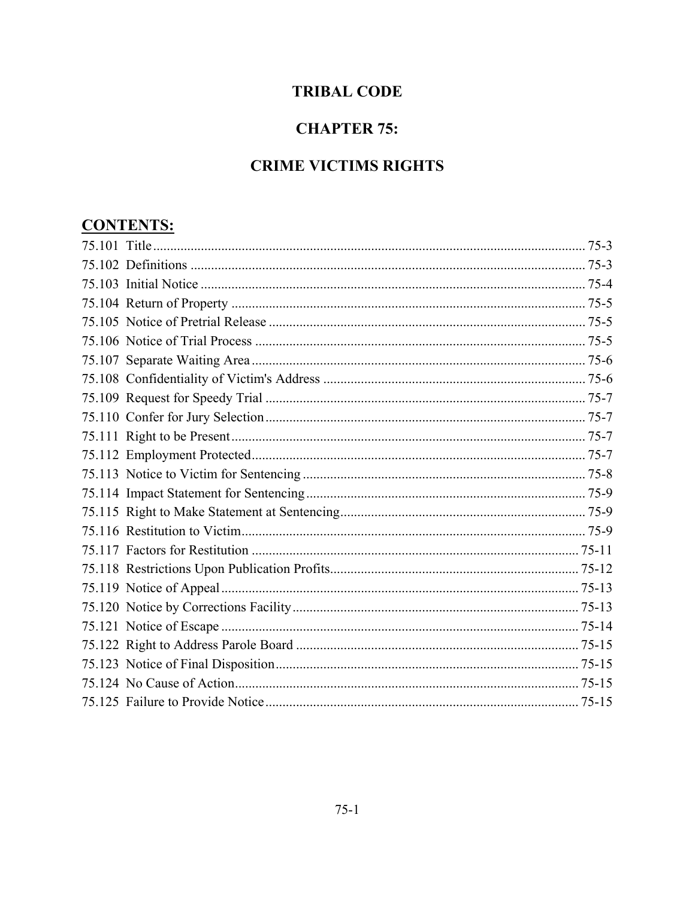# TRIBAL CODE

# CHAPTER 75:

# CRIME VICTIMS RIGHTS

## CONTENTS:

| | |
|---|---|
| 75.101 Title | 75-3 |
| 75.102 Definitions | 75-3 |
| 75.103 Initial Notice | 75-4 |
| 75.104 Return of Property | 75-5 |
| 75.105 Notice of Pretrial Release | 75-5 |
| 75.106 Notice of Trial Process | 75-5 |
| 75.107 Separate Waiting Area | 75-6 |
| 75.108 Confidentiality of Victim's Address | 75-6 |
| 75.109 Request for Speedy Trial | 75-7 |
| 75.110 Confer for Jury Selection | 75-7 |
| 75.111 Right to be Present | 75-7 |
| 75.112 Employment Protected | 75-7 |
| 75.113 Notice to Victim for Sentencing | 75-8 |
| 75.114 Impact Statement for Sentencing | 75-9 |
| 75.115 Right to Make Statement at Sentencing | 75-9 |
| 75.116 Restitution to Victim | 75-9 |
| 75.117 Factors for Restitution | 75-11 |
| 75.118 Restrictions Upon Publication Profits | 75-12 |
| 75.119 Notice of Appeal | 75-13 |
| 75.120 Notice by Corrections Facility | 75-13 |
| 75.121 Notice of Escape | 75-14 |
| 75.122 Right to Address Parole Board | 75-15 |
| 75.123 Notice of Final Disposition | 75-15 |
| 75.124 No Cause of Action | 75-15 |
| 75.125 Failure to Provide Notice | 75-15 |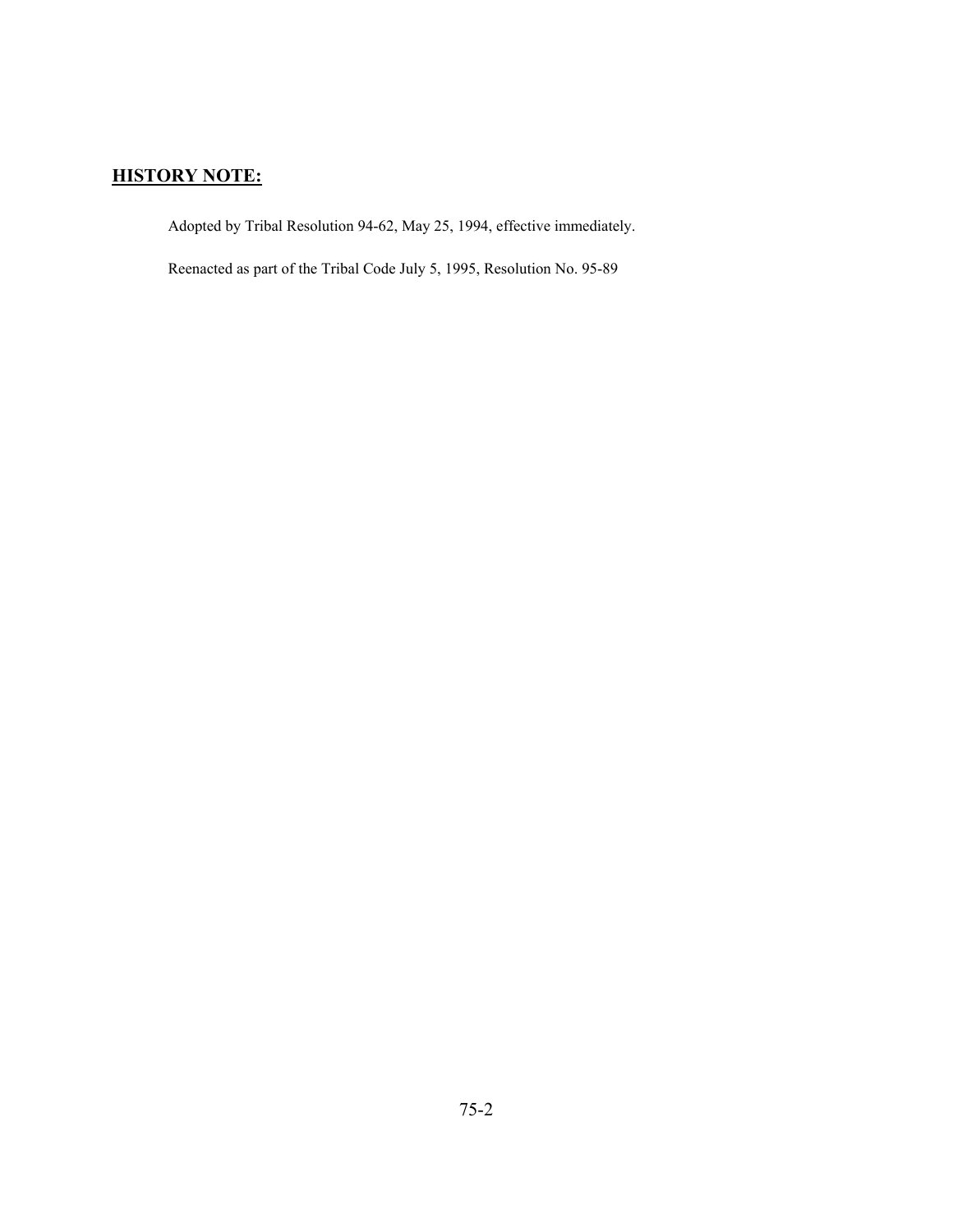## **HISTORY NOTE:**

Adopted by Tribal Resolution 94-62, May 25, 1994, effective immediately.

Reenacted as part of the Tribal Code July 5, 1995, Resolution No. 95-89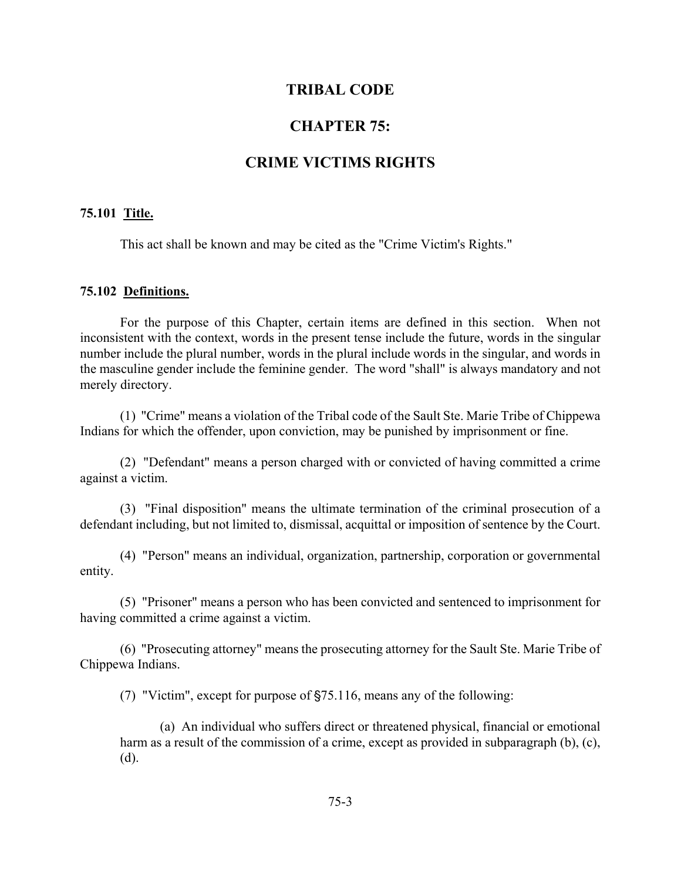# TRIBAL CODE

# CHAPTER 75:

# CRIME VICTIMS RIGHTS

**75.101 Title.**

This act shall be known and may be cited as the "Crime Victim's Rights."

**75.102 Definitions.**

For the purpose of this Chapter, certain items are defined in this section. When not inconsistent with the context, words in the present tense include the future, words in the singular number include the plural number, words in the plural include words in the singular, and words in the masculine gender include the feminine gender. The word "shall" is always mandatory and not merely directory.

(1) "Crime" means a violation of the Tribal code of the Sault Ste. Marie Tribe of Chippewa Indians for which the offender, upon conviction, may be punished by imprisonment or fine.

(2) "Defendant" means a person charged with or convicted of having committed a crime against a victim.

(3) "Final disposition" means the ultimate termination of the criminal prosecution of a defendant including, but not limited to, dismissal, acquittal or imposition of sentence by the Court.

(4) "Person" means an individual, organization, partnership, corporation or governmental entity.

(5) "Prisoner" means a person who has been convicted and sentenced to imprisonment for having committed a crime against a victim.

(6) "Prosecuting attorney" means the prosecuting attorney for the Sault Ste. Marie Tribe of Chippewa Indians.

(7) "Victim", except for purpose of §75.116, means any of the following:

(a) An individual who suffers direct or threatened physical, financial or emotional harm as a result of the commission of a crime, except as provided in subparagraph (b), (c), (d).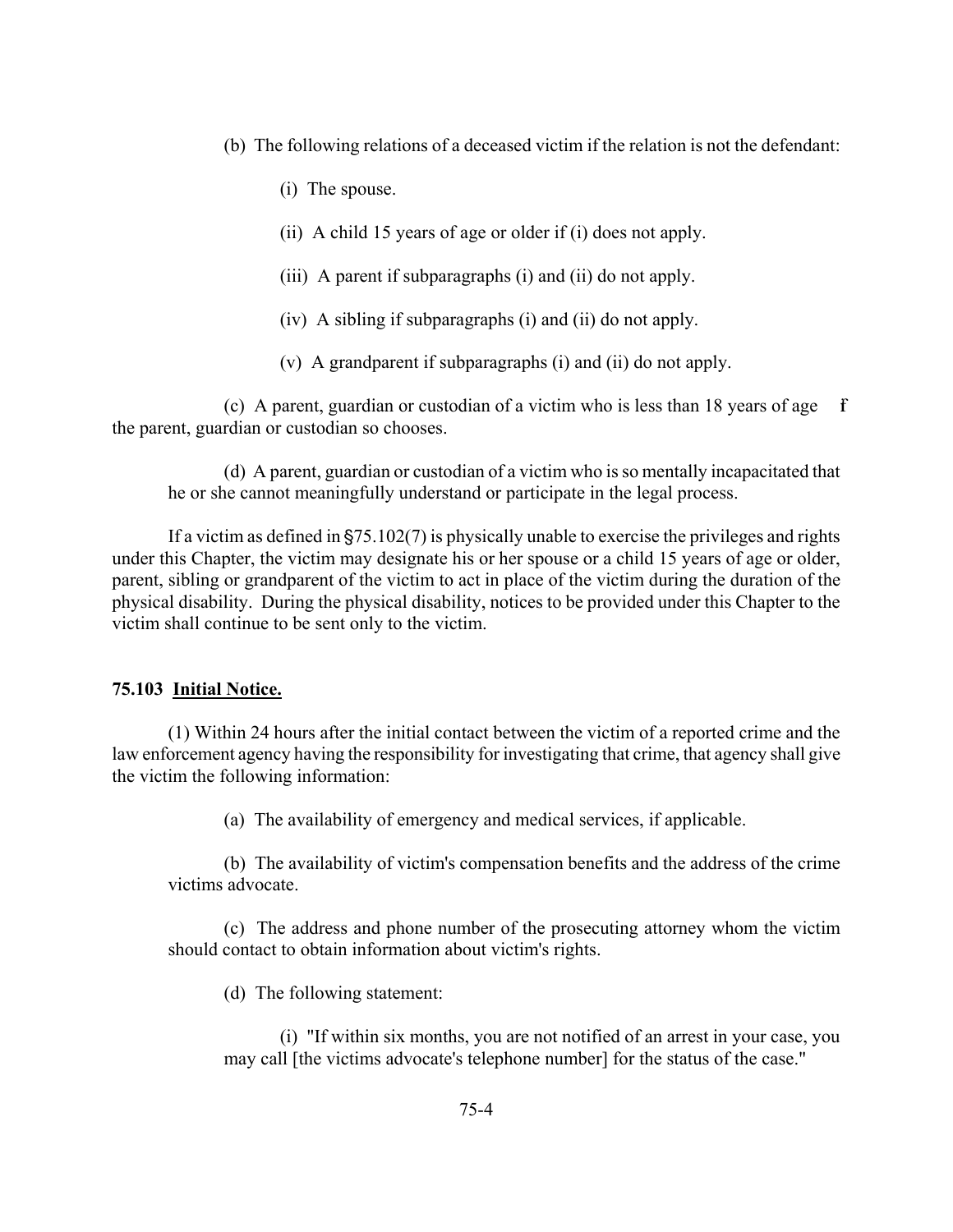(b) The following relations of a deceased victim if the relation is not the defendant:

(i) The spouse.

(ii) A child 15 years of age or older if (i) does not apply.

(iii) A parent if subparagraphs (i) and (ii) do not apply.

(iv) A sibling if subparagraphs (i) and (ii) do not apply.

(v) A grandparent if subparagraphs (i) and (ii) do not apply.

(c) A parent, guardian or custodian of a victim who is less than 18 years of age f the parent, guardian or custodian so chooses.

(d) A parent, guardian or custodian of a victim who is so mentally incapacitated that he or she cannot meaningfully understand or participate in the legal process.

If a victim as defined in §75.102(7) is physically unable to exercise the privileges and rights under this Chapter, the victim may designate his or her spouse or a child 15 years of age or older, parent, sibling or grandparent of the victim to act in place of the victim during the duration of the physical disability. During the physical disability, notices to be provided under this Chapter to the victim shall continue to be sent only to the victim.

**75.103 Initial Notice.**

(1) Within 24 hours after the initial contact between the victim of a reported crime and the law enforcement agency having the responsibility for investigating that crime, that agency shall give the victim the following information:

(a) The availability of emergency and medical services, if applicable.

(b) The availability of victim's compensation benefits and the address of the crime victims advocate.

(c) The address and phone number of the prosecuting attorney whom the victim should contact to obtain information about victim's rights.

(d) The following statement:

(i) "If within six months, you are not notified of an arrest in your case, you may call [the victims advocate's telephone number] for the status of the case."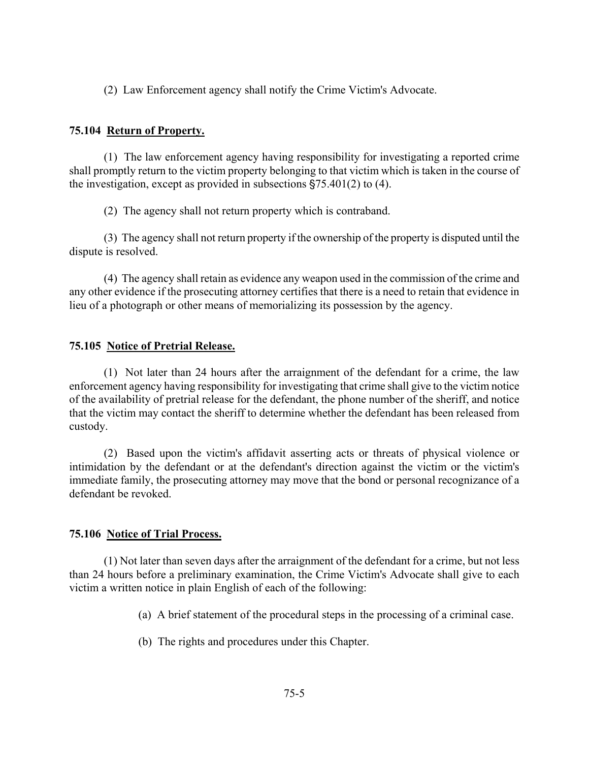(2) Law Enforcement agency shall notify the Crime Victim's Advocate.

### 75.104 Return of Property.

(1) The law enforcement agency having responsibility for investigating a reported crime shall promptly return to the victim property belonging to that victim which is taken in the course of the investigation, except as provided in subsections §75.401(2) to (4).

(2) The agency shall not return property which is contraband.

(3) The agency shall not return property if the ownership of the property is disputed until the dispute is resolved.

(4) The agency shall retain as evidence any weapon used in the commission of the crime and any other evidence if the prosecuting attorney certifies that there is a need to retain that evidence in lieu of a photograph or other means of memorializing its possession by the agency.

### 75.105 Notice of Pretrial Release.

(1) Not later than 24 hours after the arraignment of the defendant for a crime, the law enforcement agency having responsibility for investigating that crime shall give to the victim notice of the availability of pretrial release for the defendant, the phone number of the sheriff, and notice that the victim may contact the sheriff to determine whether the defendant has been released from custody.

(2) Based upon the victim's affidavit asserting acts or threats of physical violence or intimidation by the defendant or at the defendant's direction against the victim or the victim's immediate family, the prosecuting attorney may move that the bond or personal recognizance of a defendant be revoked.

### 75.106 Notice of Trial Process.

(1) Not later than seven days after the arraignment of the defendant for a crime, but not less than 24 hours before a preliminary examination, the Crime Victim's Advocate shall give to each victim a written notice in plain English of each of the following:

(a) A brief statement of the procedural steps in the processing of a criminal case.

(b) The rights and procedures under this Chapter.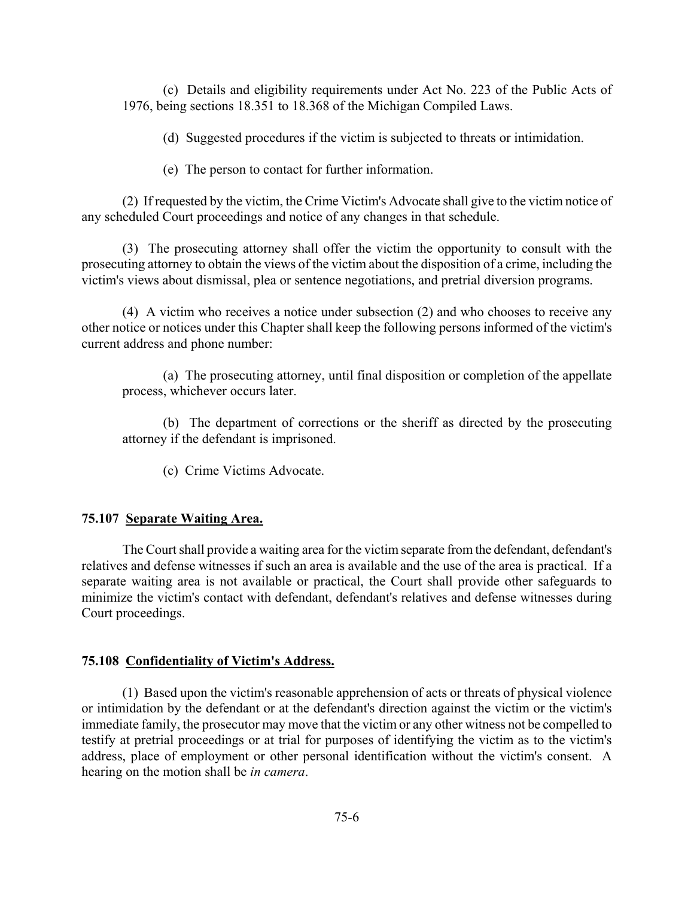(c) Details and eligibility requirements under Act No. 223 of the Public Acts of 1976, being sections 18.351 to 18.368 of the Michigan Compiled Laws.

(d) Suggested procedures if the victim is subjected to threats or intimidation.

(e) The person to contact for further information.

(2) If requested by the victim, the Crime Victim's Advocate shall give to the victim notice of any scheduled Court proceedings and notice of any changes in that schedule.

(3) The prosecuting attorney shall offer the victim the opportunity to consult with the prosecuting attorney to obtain the views of the victim about the disposition of a crime, including the victim's views about dismissal, plea or sentence negotiations, and pretrial diversion programs.

(4) A victim who receives a notice under subsection (2) and who chooses to receive any other notice or notices under this Chapter shall keep the following persons informed of the victim's current address and phone number:

(a) The prosecuting attorney, until final disposition or completion of the appellate process, whichever occurs later.

(b) The department of corrections or the sheriff as directed by the prosecuting attorney if the defendant is imprisoned.

(c) Crime Victims Advocate.

### 75.107 Separate Waiting Area.

The Court shall provide a waiting area for the victim separate from the defendant, defendant's relatives and defense witnesses if such an area is available and the use of the area is practical. If a separate waiting area is not available or practical, the Court shall provide other safeguards to minimize the victim's contact with defendant, defendant's relatives and defense witnesses during Court proceedings.

### 75.108 Confidentiality of Victim's Address.

(1) Based upon the victim's reasonable apprehension of acts or threats of physical violence or intimidation by the defendant or at the defendant's direction against the victim or the victim's immediate family, the prosecutor may move that the victim or any other witness not be compelled to testify at pretrial proceedings or at trial for purposes of identifying the victim as to the victim's address, place of employment or other personal identification without the victim's consent. A hearing on the motion shall be *in camera*.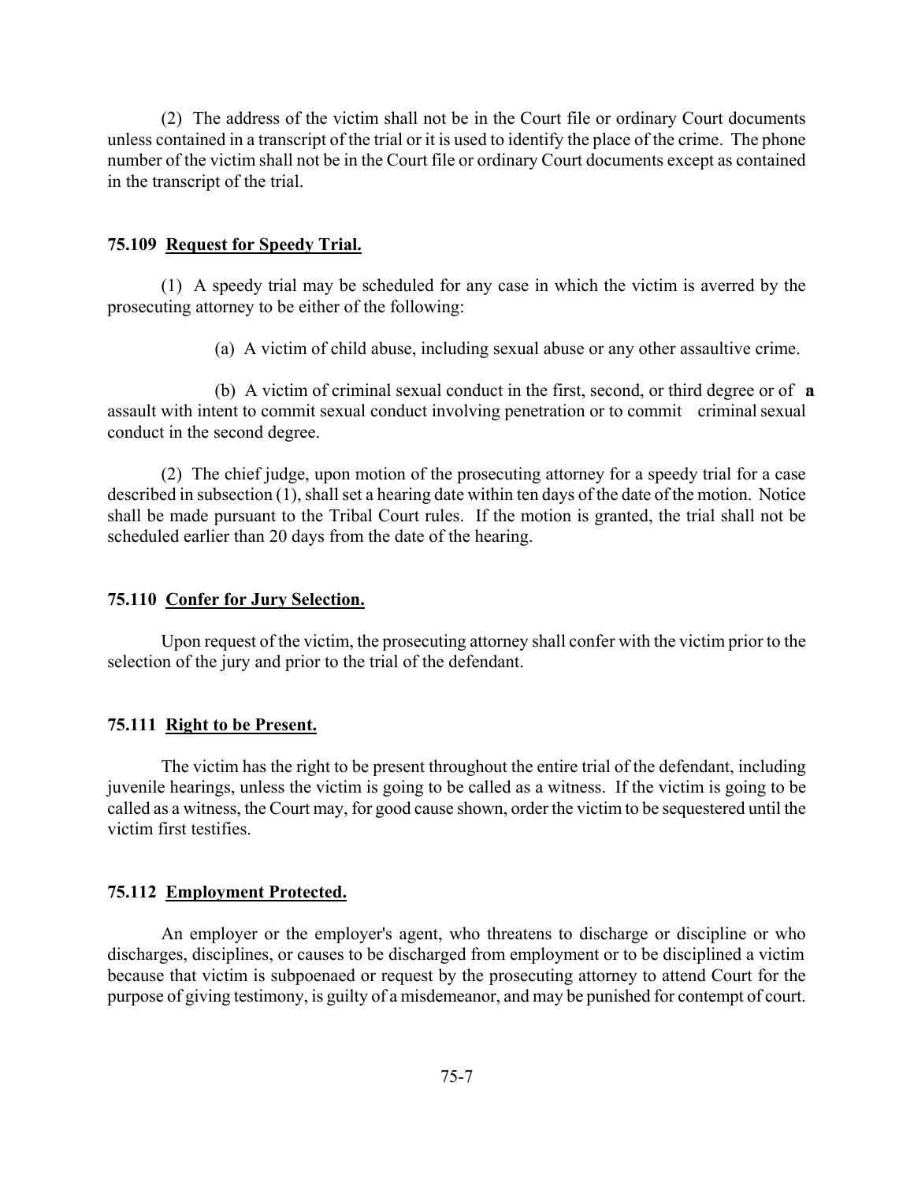(2) The address of the victim shall not be in the Court file or ordinary Court documents unless contained in a transcript of the trial or it is used to identify the place of the crime. The phone number of the victim shall not be in the Court file or ordinary Court documents except as contained in the transcript of the trial.

**75.109 Request for Speedy Trial.**

(1) A speedy trial may be scheduled for any case in which the victim is averred by the prosecuting attorney to be either of the following:

(a) A victim of child abuse, including sexual abuse or any other assaultive crime.

(b) A victim of criminal sexual conduct in the first, second, or third degree or of **a** assault with intent to commit sexual conduct involving penetration or to commit criminal sexual conduct in the second degree.

(2) The chief judge, upon motion of the prosecuting attorney for a speedy trial for a case described in subsection (1), shall set a hearing date within ten days of the date of the motion. Notice shall be made pursuant to the Tribal Court rules. If the motion is granted, the trial shall not be scheduled earlier than 20 days from the date of the hearing.

**75.110 Confer for Jury Selection.**

Upon request of the victim, the prosecuting attorney shall confer with the victim prior to the selection of the jury and prior to the trial of the defendant.

**75.111 Right to be Present.**

The victim has the right to be present throughout the entire trial of the defendant, including juvenile hearings, unless the victim is going to be called as a witness. If the victim is going to be called as a witness, the Court may, for good cause shown, order the victim to be sequestered until the victim first testifies.

**75.112 Employment Protected.**

An employer or the employer's agent, who threatens to discharge or discipline or who discharges, disciplines, or causes to be discharged from employment or to be disciplined a victim because that victim is subpoenaed or request by the prosecuting attorney to attend Court for the purpose of giving testimony, is guilty of a misdemeanor, and may be punished for contempt of court.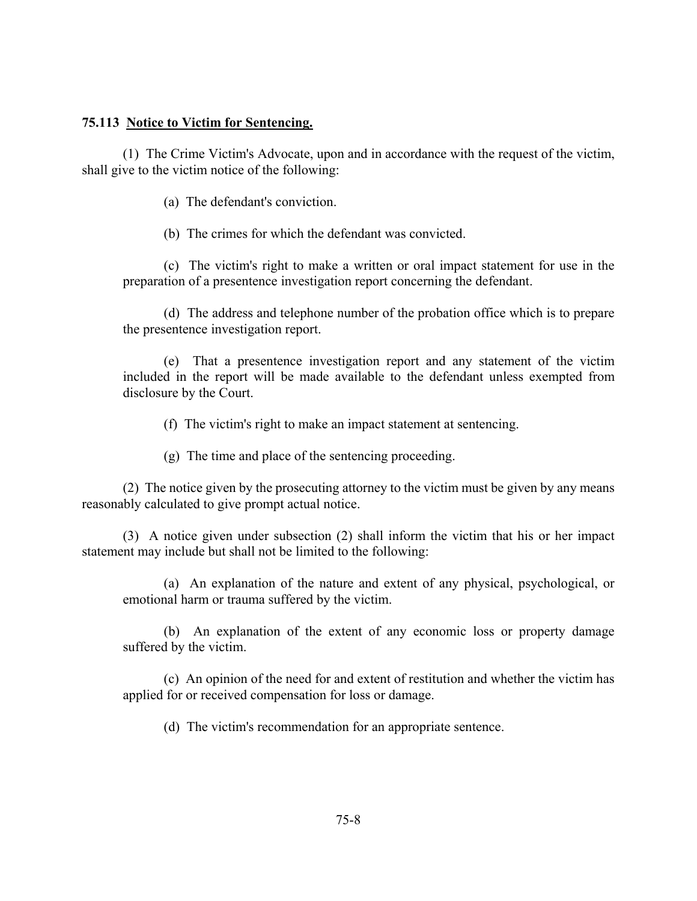**75.113 Notice to Victim for Sentencing.**

(1) The Crime Victim's Advocate, upon and in accordance with the request of the victim, shall give to the victim notice of the following:

(a) The defendant's conviction.

(b) The crimes for which the defendant was convicted.

(c) The victim's right to make a written or oral impact statement for use in the preparation of a presentence investigation report concerning the defendant.

(d) The address and telephone number of the probation office which is to prepare the presentence investigation report.

(e) That a presentence investigation report and any statement of the victim included in the report will be made available to the defendant unless exempted from disclosure by the Court.

(f) The victim's right to make an impact statement at sentencing.

(g) The time and place of the sentencing proceeding.

(2) The notice given by the prosecuting attorney to the victim must be given by any means reasonably calculated to give prompt actual notice.

(3) A notice given under subsection (2) shall inform the victim that his or her impact statement may include but shall not be limited to the following:

(a) An explanation of the nature and extent of any physical, psychological, or emotional harm or trauma suffered by the victim.

(b) An explanation of the extent of any economic loss or property damage suffered by the victim.

(c) An opinion of the need for and extent of restitution and whether the victim has applied for or received compensation for loss or damage.

(d) The victim's recommendation for an appropriate sentence.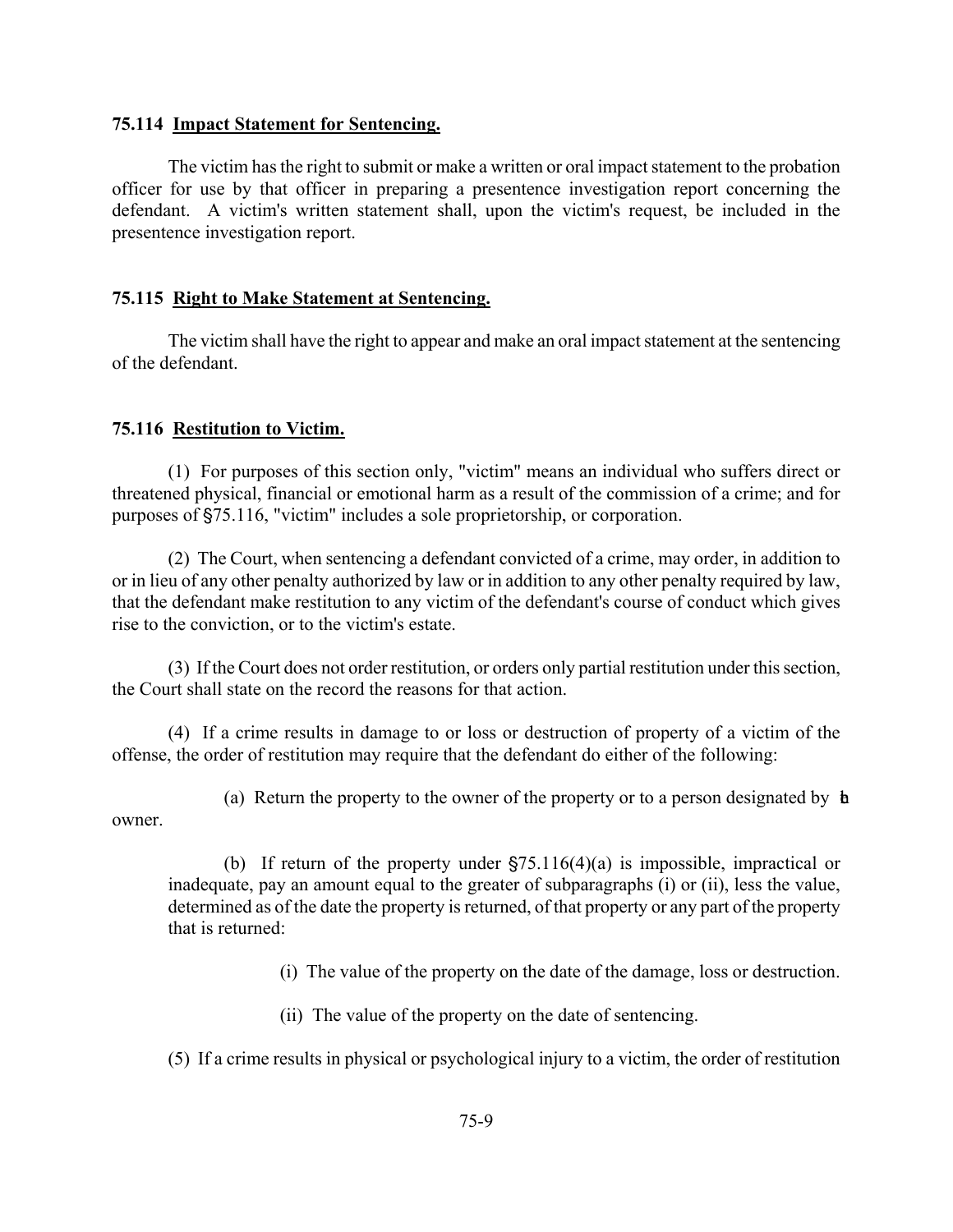### 75.114 Impact Statement for Sentencing.

The victim has the right to submit or make a written or oral impact statement to the probation officer for use by that officer in preparing a presentence investigation report concerning the defendant. A victim's written statement shall, upon the victim's request, be included in the presentence investigation report.

### 75.115 Right to Make Statement at Sentencing.

The victim shall have the right to appear and make an oral impact statement at the sentencing of the defendant.

### 75.116 Restitution to Victim.

(1) For purposes of this section only, "victim" means an individual who suffers direct or threatened physical, financial or emotional harm as a result of the commission of a crime; and for purposes of §75.116, "victim" includes a sole proprietorship, or corporation.

(2) The Court, when sentencing a defendant convicted of a crime, may order, in addition to or in lieu of any other penalty authorized by law or in addition to any other penalty required by law, that the defendant make restitution to any victim of the defendant's course of conduct which gives rise to the conviction, or to the victim's estate.

(3) If the Court does not order restitution, or orders only partial restitution under this section, the Court shall state on the record the reasons for that action.

(4) If a crime results in damage to or loss or destruction of property of a victim of the offense, the order of restitution may require that the defendant do either of the following:

(a) Return the property to the owner of the property or to a person designated by the owner.

(b) If return of the property under §75.116(4)(a) is impossible, impractical or inadequate, pay an amount equal to the greater of subparagraphs (i) or (ii), less the value, determined as of the date the property is returned, of that property or any part of the property that is returned:

(i) The value of the property on the date of the damage, loss or destruction.

(ii) The value of the property on the date of sentencing.

(5) If a crime results in physical or psychological injury to a victim, the order of restitution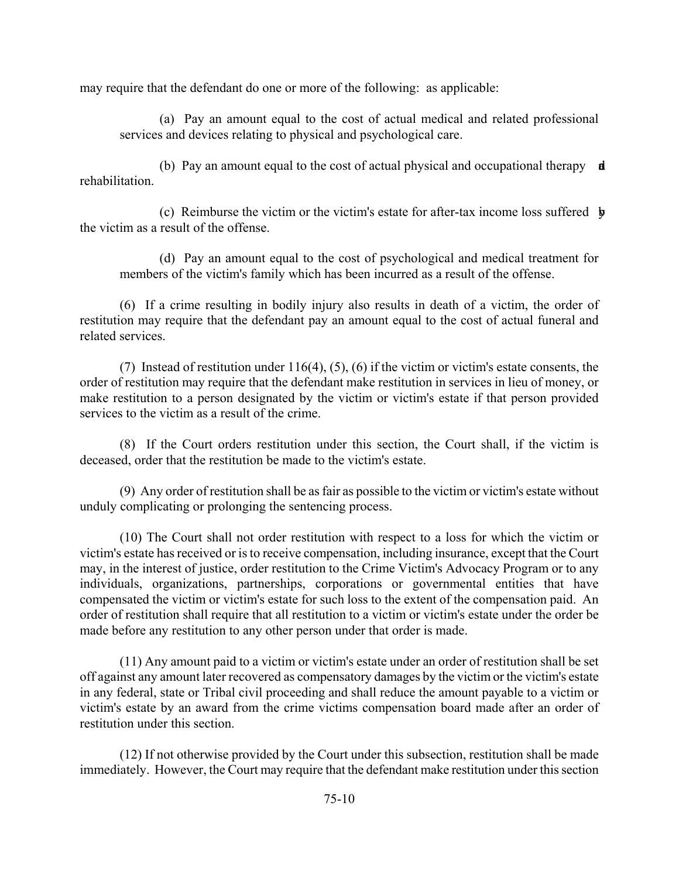may require that the defendant do one or more of the following: as applicable:

(a) Pay an amount equal to the cost of actual medical and related professional services and devices relating to physical and psychological care.

(b) Pay an amount equal to the cost of actual physical and occupational therapy and rehabilitation.

(c) Reimburse the victim or the victim's estate for after-tax income loss suffered by the victim as a result of the offense.

(d) Pay an amount equal to the cost of psychological and medical treatment for members of the victim's family which has been incurred as a result of the offense.

(6) If a crime resulting in bodily injury also results in death of a victim, the order of restitution may require that the defendant pay an amount equal to the cost of actual funeral and related services.

(7) Instead of restitution under 116(4), (5), (6) if the victim or victim's estate consents, the order of restitution may require that the defendant make restitution in services in lieu of money, or make restitution to a person designated by the victim or victim's estate if that person provided services to the victim as a result of the crime.

(8) If the Court orders restitution under this section, the Court shall, if the victim is deceased, order that the restitution be made to the victim's estate.

(9) Any order of restitution shall be as fair as possible to the victim or victim's estate without unduly complicating or prolonging the sentencing process.

(10) The Court shall not order restitution with respect to a loss for which the victim or victim's estate has received or is to receive compensation, including insurance, except that the Court may, in the interest of justice, order restitution to the Crime Victim's Advocacy Program or to any individuals, organizations, partnerships, corporations or governmental entities that have compensated the victim or victim's estate for such loss to the extent of the compensation paid. An order of restitution shall require that all restitution to a victim or victim's estate under the order be made before any restitution to any other person under that order is made.

(11) Any amount paid to a victim or victim's estate under an order of restitution shall be set off against any amount later recovered as compensatory damages by the victim or the victim's estate in any federal, state or Tribal civil proceeding and shall reduce the amount payable to a victim or victim's estate by an award from the crime victims compensation board made after an order of restitution under this section.

(12) If not otherwise provided by the Court under this subsection, restitution shall be made immediately. However, the Court may require that the defendant make restitution under this section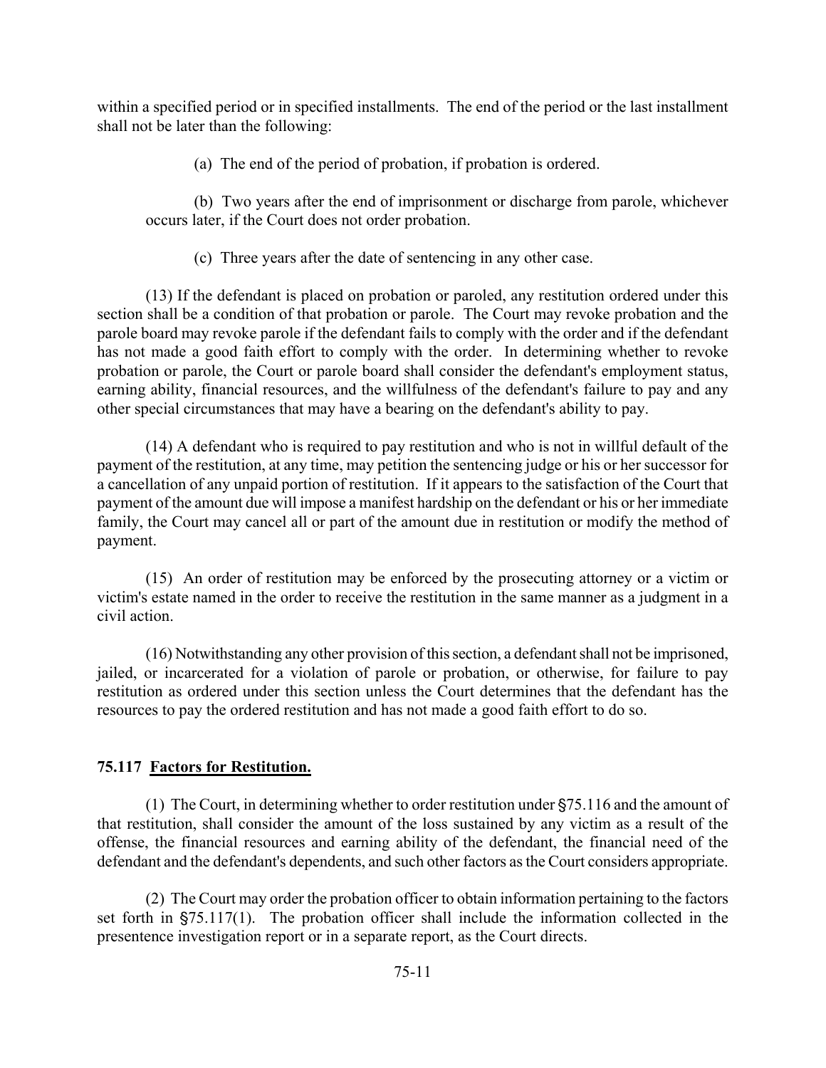within a specified period or in specified installments. The end of the period or the last installment shall not be later than the following:

(a) The end of the period of probation, if probation is ordered.

(b) Two years after the end of imprisonment or discharge from parole, whichever occurs later, if the Court does not order probation.

(c) Three years after the date of sentencing in any other case.

(13) If the defendant is placed on probation or paroled, any restitution ordered under this section shall be a condition of that probation or parole. The Court may revoke probation and the parole board may revoke parole if the defendant fails to comply with the order and if the defendant has not made a good faith effort to comply with the order. In determining whether to revoke probation or parole, the Court or parole board shall consider the defendant's employment status, earning ability, financial resources, and the willfulness of the defendant's failure to pay and any other special circumstances that may have a bearing on the defendant's ability to pay.

(14) A defendant who is required to pay restitution and who is not in willful default of the payment of the restitution, at any time, may petition the sentencing judge or his or her successor for a cancellation of any unpaid portion of restitution. If it appears to the satisfaction of the Court that payment of the amount due will impose a manifest hardship on the defendant or his or her immediate family, the Court may cancel all or part of the amount due in restitution or modify the method of payment.

(15) An order of restitution may be enforced by the prosecuting attorney or a victim or victim's estate named in the order to receive the restitution in the same manner as a judgment in a civil action.

(16) Notwithstanding any other provision of this section, a defendant shall not be imprisoned, jailed, or incarcerated for a violation of parole or probation, or otherwise, for failure to pay restitution as ordered under this section unless the Court determines that the defendant has the resources to pay the ordered restitution and has not made a good faith effort to do so.

### 75.117 Factors for Restitution.

(1) The Court, in determining whether to order restitution under §75.116 and the amount of that restitution, shall consider the amount of the loss sustained by any victim as a result of the offense, the financial resources and earning ability of the defendant, the financial need of the defendant and the defendant's dependents, and such other factors as the Court considers appropriate.

(2) The Court may order the probation officer to obtain information pertaining to the factors set forth in §75.117(1). The probation officer shall include the information collected in the presentence investigation report or in a separate report, as the Court directs.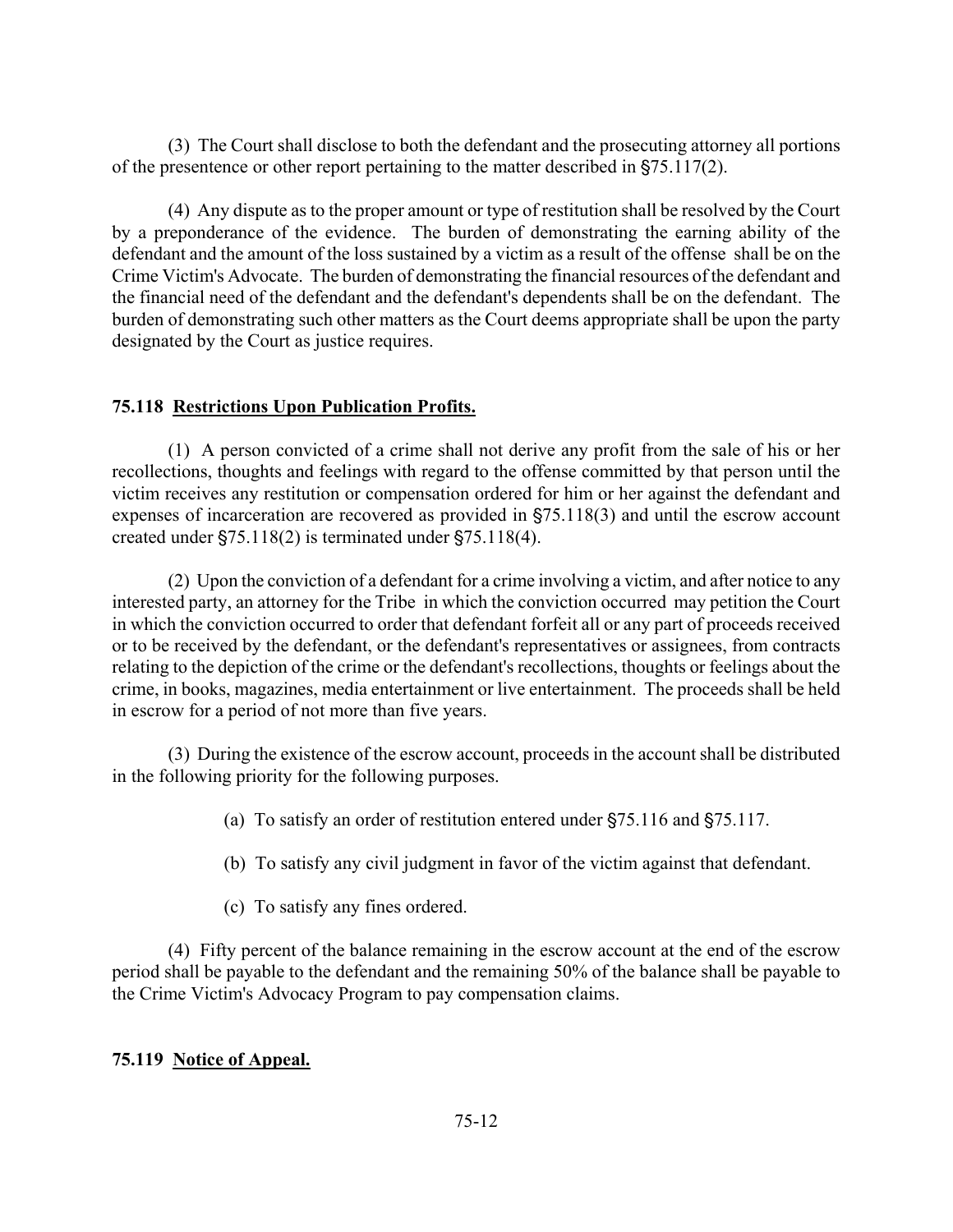(3) The Court shall disclose to both the defendant and the prosecuting attorney all portions of the presentence or other report pertaining to the matter described in §75.117(2).

(4) Any dispute as to the proper amount or type of restitution shall be resolved by the Court by a preponderance of the evidence. The burden of demonstrating the earning ability of the defendant and the amount of the loss sustained by a victim as a result of the offense shall be on the Crime Victim's Advocate. The burden of demonstrating the financial resources of the defendant and the financial need of the defendant and the defendant's dependents shall be on the defendant. The burden of demonstrating such other matters as the Court deems appropriate shall be upon the party designated by the Court as justice requires.

**75.118 <u>Restrictions Upon Publication Profits.</u>**

(1) A person convicted of a crime shall not derive any profit from the sale of his or her recollections, thoughts and feelings with regard to the offense committed by that person until the victim receives any restitution or compensation ordered for him or her against the defendant and expenses of incarceration are recovered as provided in §75.118(3) and until the escrow account created under §75.118(2) is terminated under §75.118(4).

(2) Upon the conviction of a defendant for a crime involving a victim, and after notice to any interested party, an attorney for the Tribe in which the conviction occurred may petition the Court in which the conviction occurred to order that defendant forfeit all or any part of proceeds received or to be received by the defendant, or the defendant's representatives or assignees, from contracts relating to the depiction of the crime or the defendant's recollections, thoughts or feelings about the crime, in books, magazines, media entertainment or live entertainment. The proceeds shall be held in escrow for a period of not more than five years.

(3) During the existence of the escrow account, proceeds in the account shall be distributed in the following priority for the following purposes.

(a) To satisfy an order of restitution entered under §75.116 and §75.117.

(b) To satisfy any civil judgment in favor of the victim against that defendant.

(c) To satisfy any fines ordered.

(4) Fifty percent of the balance remaining in the escrow account at the end of the escrow period shall be payable to the defendant and the remaining 50% of the balance shall be payable to the Crime Victim's Advocacy Program to pay compensation claims.

**75.119 <u>Notice of Appeal.</u>**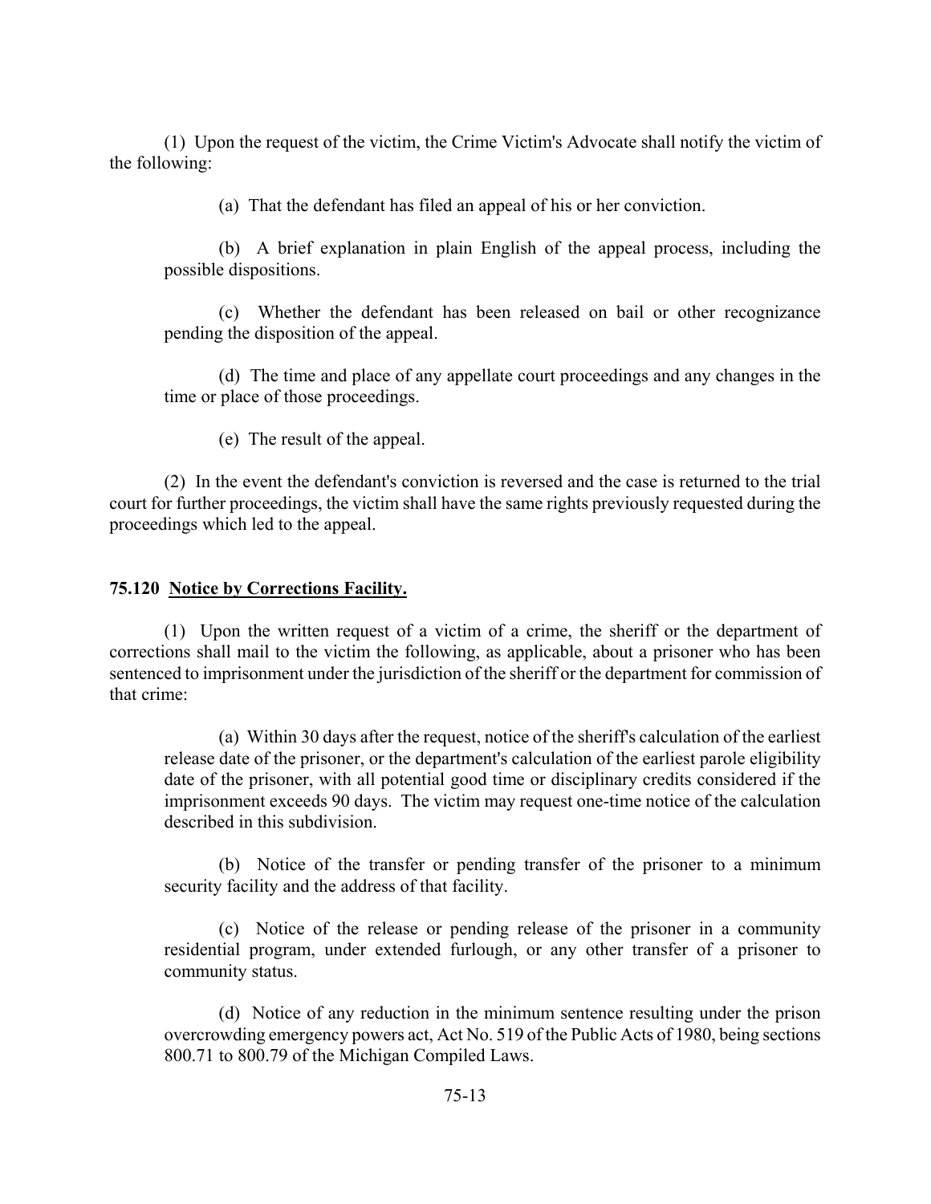(1) Upon the request of the victim, the Crime Victim's Advocate shall notify the victim of the following:

(a) That the defendant has filed an appeal of his or her conviction.

(b) A brief explanation in plain English of the appeal process, including the possible dispositions.

(c) Whether the defendant has been released on bail or other recognizance pending the disposition of the appeal.

(d) The time and place of any appellate court proceedings and any changes in the time or place of those proceedings.

(e) The result of the appeal.

(2) In the event the defendant's conviction is reversed and the case is returned to the trial court for further proceedings, the victim shall have the same rights previously requested during the proceedings which led to the appeal.

### **75.120 Notice by Corrections Facility.**

(1) Upon the written request of a victim of a crime, the sheriff or the department of corrections shall mail to the victim the following, as applicable, about a prisoner who has been sentenced to imprisonment under the jurisdiction of the sheriff or the department for commission of that crime:

(a) Within 30 days after the request, notice of the sheriff's calculation of the earliest release date of the prisoner, or the department's calculation of the earliest parole eligibility date of the prisoner, with all potential good time or disciplinary credits considered if the imprisonment exceeds 90 days. The victim may request one-time notice of the calculation described in this subdivision.

(b) Notice of the transfer or pending transfer of the prisoner to a minimum security facility and the address of that facility.

(c) Notice of the release or pending release of the prisoner in a community residential program, under extended furlough, or any other transfer of a prisoner to community status.

(d) Notice of any reduction in the minimum sentence resulting under the prison overcrowding emergency powers act, Act No. 519 of the Public Acts of 1980, being sections 800.71 to 800.79 of the Michigan Compiled Laws.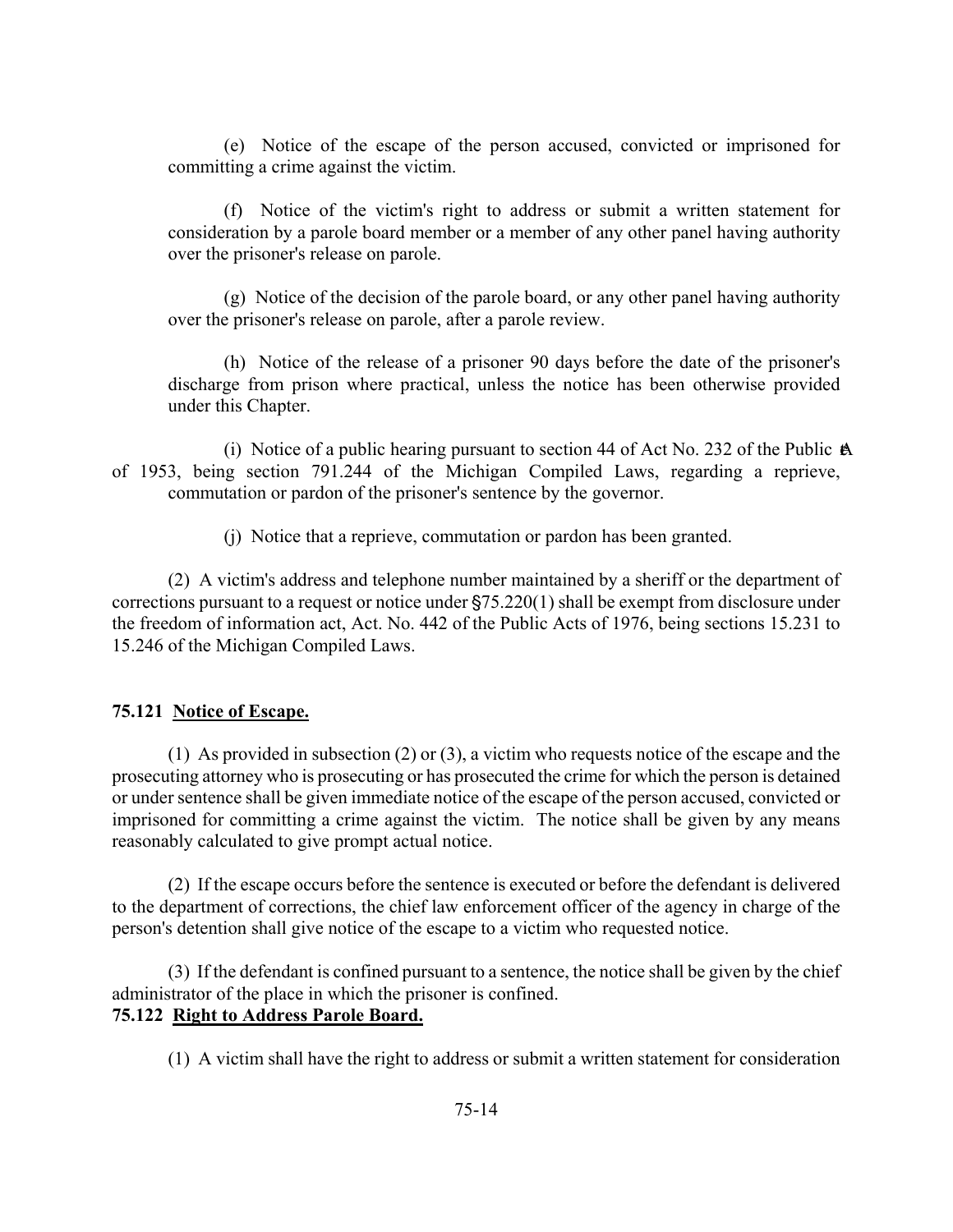(e) Notice of the escape of the person accused, convicted or imprisoned for committing a crime against the victim.

(f) Notice of the victim's right to address or submit a written statement for consideration by a parole board member or a member of any other panel having authority over the prisoner's release on parole.

(g) Notice of the decision of the parole board, or any other panel having authority over the prisoner's release on parole, after a parole review.

(h) Notice of the release of a prisoner 90 days before the date of the prisoner's discharge from prison where practical, unless the notice has been otherwise provided under this Chapter.

(i) Notice of a public hearing pursuant to section 44 of Act No. 232 of the Public Acts of 1953, being section 791.244 of the Michigan Compiled Laws, regarding a reprieve, commutation or pardon of the prisoner's sentence by the governor.

(j) Notice that a reprieve, commutation or pardon has been granted.

(2) A victim's address and telephone number maintained by a sheriff or the department of corrections pursuant to a request or notice under §75.220(1) shall be exempt from disclosure under the freedom of information act, Act. No. 442 of the Public Acts of 1976, being sections 15.231 to 15.246 of the Michigan Compiled Laws.

**75.121 Notice of Escape.**

(1) As provided in subsection (2) or (3), a victim who requests notice of the escape and the prosecuting attorney who is prosecuting or has prosecuted the crime for which the person is detained or under sentence shall be given immediate notice of the escape of the person accused, convicted or imprisoned for committing a crime against the victim. The notice shall be given by any means reasonably calculated to give prompt actual notice.

(2) If the escape occurs before the sentence is executed or before the defendant is delivered to the department of corrections, the chief law enforcement officer of the agency in charge of the person's detention shall give notice of the escape to a victim who requested notice.

(3) If the defendant is confined pursuant to a sentence, the notice shall be given by the chief administrator of the place in which the prisoner is confined.

**75.122 Right to Address Parole Board.**

(1) A victim shall have the right to address or submit a written statement for consideration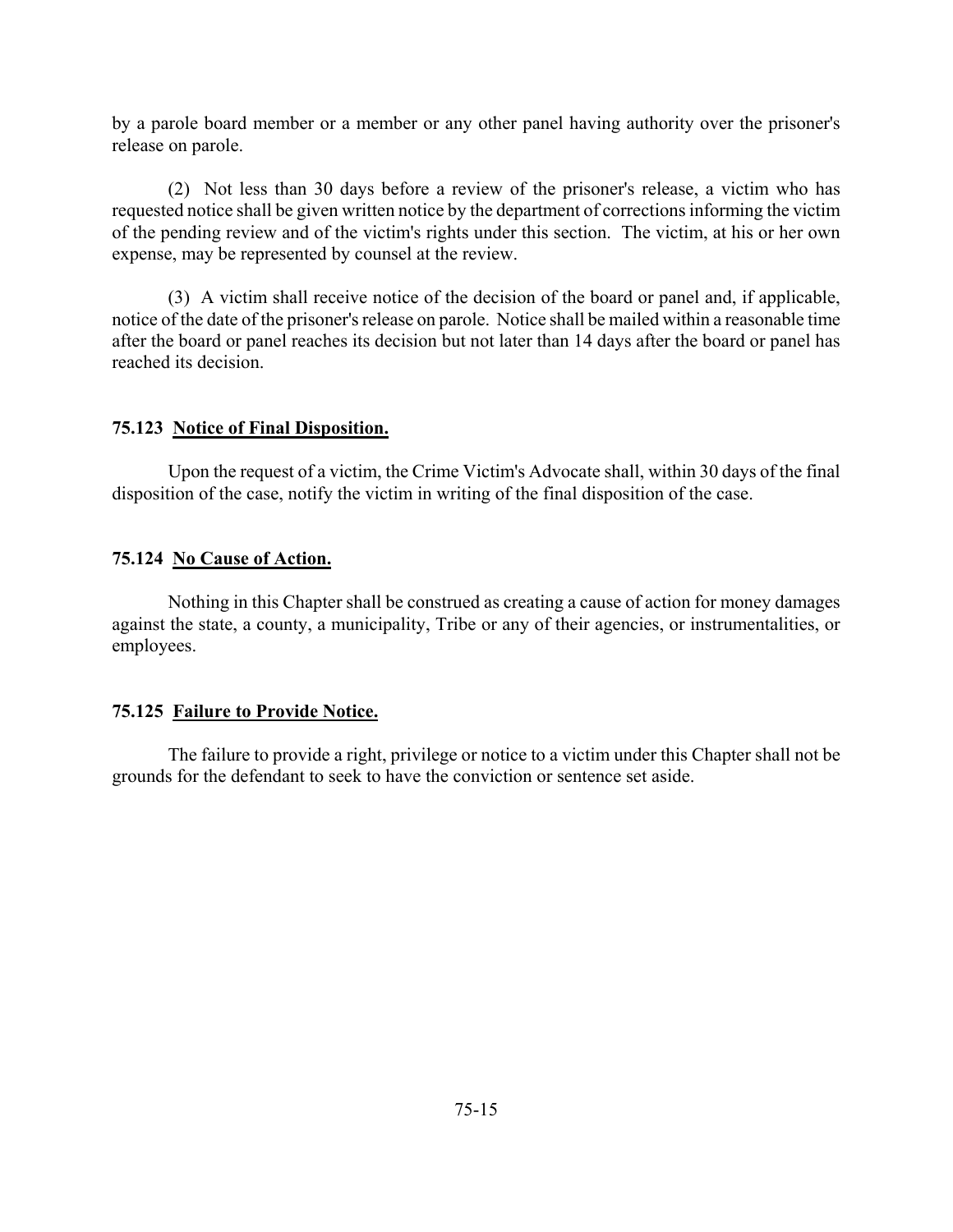by a parole board member or a member or any other panel having authority over the prisoner's release on parole.

(2) Not less than 30 days before a review of the prisoner's release, a victim who has requested notice shall be given written notice by the department of corrections informing the victim of the pending review and of the victim's rights under this section. The victim, at his or her own expense, may be represented by counsel at the review.

(3) A victim shall receive notice of the decision of the board or panel and, if applicable, notice of the date of the prisoner's release on parole. Notice shall be mailed within a reasonable time after the board or panel reaches its decision but not later than 14 days after the board or panel has reached its decision.

**75.123 Notice of Final Disposition.**

Upon the request of a victim, the Crime Victim's Advocate shall, within 30 days of the final disposition of the case, notify the victim in writing of the final disposition of the case.

**75.124 No Cause of Action.**

Nothing in this Chapter shall be construed as creating a cause of action for money damages against the state, a county, a municipality, Tribe or any of their agencies, or instrumentalities, or employees.

**75.125 Failure to Provide Notice.**

The failure to provide a right, privilege or notice to a victim under this Chapter shall not be grounds for the defendant to seek to have the conviction or sentence set aside.